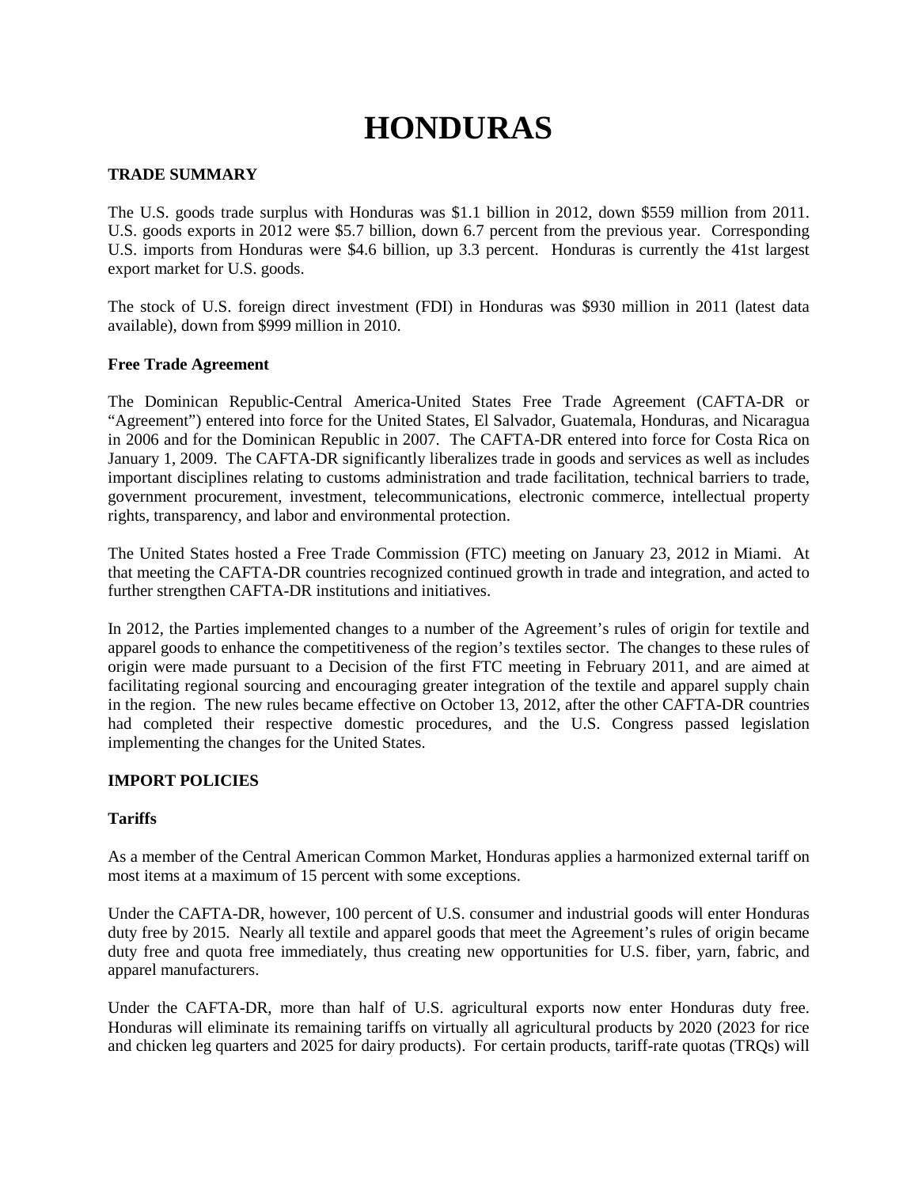# HONDURAS

## TRADE SUMMARY

The U.S. goods trade surplus with Honduras was $1.1 billion in 2012, down $559 million from 2011. U.S. goods exports in 2012 were $5.7 billion, down 6.7 percent from the previous year. Corresponding U.S. imports from Honduras were $4.6 billion, up 3.3 percent. Honduras is currently the 41st largest export market for U.S. goods.

The stock of U.S. foreign direct investment (FDI) in Honduras was $930 million in 2011 (latest data available), down from $999 million in 2010.

### Free Trade Agreement

The Dominican Republic-Central America-United States Free Trade Agreement (CAFTA-DR or "Agreement") entered into force for the United States, El Salvador, Guatemala, Honduras, and Nicaragua in 2006 and for the Dominican Republic in 2007. The CAFTA-DR entered into force for Costa Rica on January 1, 2009. The CAFTA-DR significantly liberalizes trade in goods and services as well as includes important disciplines relating to customs administration and trade facilitation, technical barriers to trade, government procurement, investment, telecommunications, electronic commerce, intellectual property rights, transparency, and labor and environmental protection.

The United States hosted a Free Trade Commission (FTC) meeting on January 23, 2012 in Miami. At that meeting the CAFTA-DR countries recognized continued growth in trade and integration, and acted to further strengthen CAFTA-DR institutions and initiatives.

In 2012, the Parties implemented changes to a number of the Agreement's rules of origin for textile and apparel goods to enhance the competitiveness of the region's textiles sector. The changes to these rules of origin were made pursuant to a Decision of the first FTC meeting in February 2011, and are aimed at facilitating regional sourcing and encouraging greater integration of the textile and apparel supply chain in the region. The new rules became effective on October 13, 2012, after the other CAFTA-DR countries had completed their respective domestic procedures, and the U.S. Congress passed legislation implementing the changes for the United States.

## IMPORT POLICIES

### Tariffs

As a member of the Central American Common Market, Honduras applies a harmonized external tariff on most items at a maximum of 15 percent with some exceptions.

Under the CAFTA-DR, however, 100 percent of U.S. consumer and industrial goods will enter Honduras duty free by 2015. Nearly all textile and apparel goods that meet the Agreement's rules of origin became duty free and quota free immediately, thus creating new opportunities for U.S. fiber, yarn, fabric, and apparel manufacturers.

Under the CAFTA-DR, more than half of U.S. agricultural exports now enter Honduras duty free. Honduras will eliminate its remaining tariffs on virtually all agricultural products by 2020 (2023 for rice and chicken leg quarters and 2025 for dairy products). For certain products, tariff-rate quotas (TRQs) will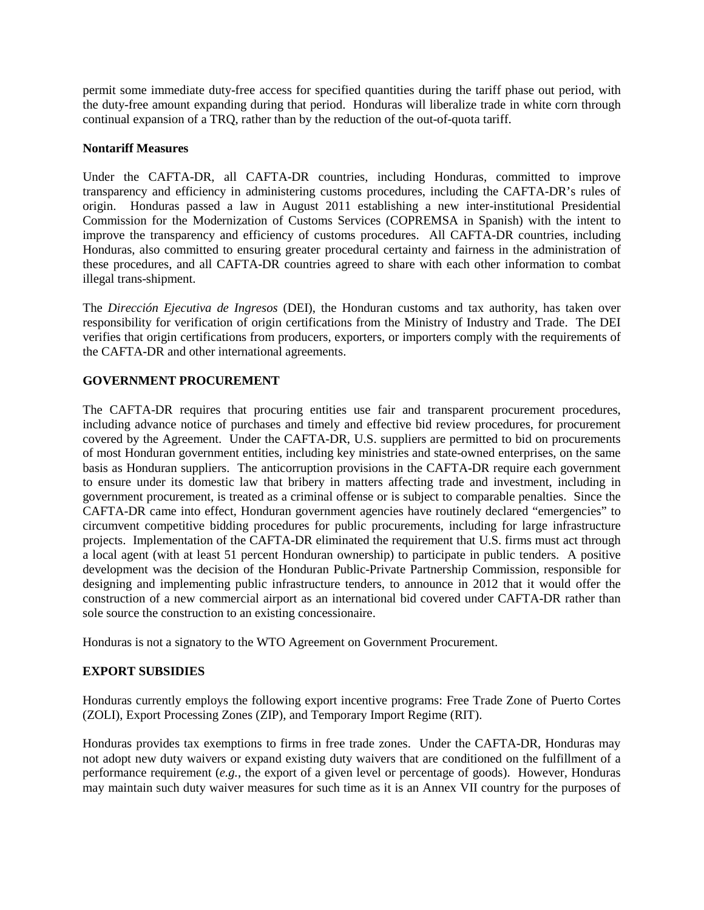permit some immediate duty-free access for specified quantities during the tariff phase out period, with the duty-free amount expanding during that period. Honduras will liberalize trade in white corn through continual expansion of a TRQ, rather than by the reduction of the out-of-quota tariff.

### Nontariff Measures

Under the CAFTA-DR, all CAFTA-DR countries, including Honduras, committed to improve transparency and efficiency in administering customs procedures, including the CAFTA-DR's rules of origin. Honduras passed a law in August 2011 establishing a new inter-institutional Presidential Commission for the Modernization of Customs Services (COPREMSA in Spanish) with the intent to improve the transparency and efficiency of customs procedures. All CAFTA-DR countries, including Honduras, also committed to ensuring greater procedural certainty and fairness in the administration of these procedures, and all CAFTA-DR countries agreed to share with each other information to combat illegal trans-shipment.

The *Dirección Ejecutiva de Ingresos* (DEI), the Honduran customs and tax authority, has taken over responsibility for verification of origin certifications from the Ministry of Industry and Trade. The DEI verifies that origin certifications from producers, exporters, or importers comply with the requirements of the CAFTA-DR and other international agreements.

## GOVERNMENT PROCUREMENT

The CAFTA-DR requires that procuring entities use fair and transparent procurement procedures, including advance notice of purchases and timely and effective bid review procedures, for procurement covered by the Agreement. Under the CAFTA-DR, U.S. suppliers are permitted to bid on procurements of most Honduran government entities, including key ministries and state-owned enterprises, on the same basis as Honduran suppliers. The anticorruption provisions in the CAFTA-DR require each government to ensure under its domestic law that bribery in matters affecting trade and investment, including in government procurement, is treated as a criminal offense or is subject to comparable penalties. Since the CAFTA-DR came into effect, Honduran government agencies have routinely declared "emergencies" to circumvent competitive bidding procedures for public procurements, including for large infrastructure projects. Implementation of the CAFTA-DR eliminated the requirement that U.S. firms must act through a local agent (with at least 51 percent Honduran ownership) to participate in public tenders. A positive development was the decision of the Honduran Public-Private Partnership Commission, responsible for designing and implementing public infrastructure tenders, to announce in 2012 that it would offer the construction of a new commercial airport as an international bid covered under CAFTA-DR rather than sole source the construction to an existing concessionaire.

Honduras is not a signatory to the WTO Agreement on Government Procurement.

## EXPORT SUBSIDIES

Honduras currently employs the following export incentive programs: Free Trade Zone of Puerto Cortes (ZOLI), Export Processing Zones (ZIP), and Temporary Import Regime (RIT).

Honduras provides tax exemptions to firms in free trade zones. Under the CAFTA-DR, Honduras may not adopt new duty waivers or expand existing duty waivers that are conditioned on the fulfillment of a performance requirement (*e.g.*, the export of a given level or percentage of goods). However, Honduras may maintain such duty waiver measures for such time as it is an Annex VII country for the purposes of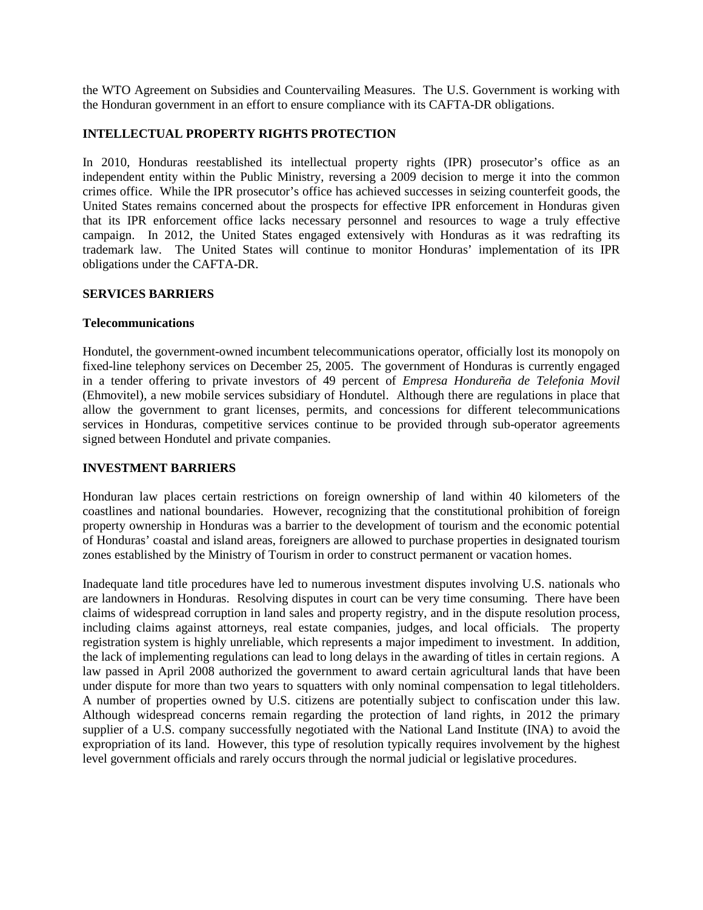the WTO Agreement on Subsidies and Countervailing Measures. The U.S. Government is working with the Honduran government in an effort to ensure compliance with its CAFTA-DR obligations.

## INTELLECTUAL PROPERTY RIGHTS PROTECTION

In 2010, Honduras reestablished its intellectual property rights (IPR) prosecutor's office as an independent entity within the Public Ministry, reversing a 2009 decision to merge it into the common crimes office. While the IPR prosecutor's office has achieved successes in seizing counterfeit goods, the United States remains concerned about the prospects for effective IPR enforcement in Honduras given that its IPR enforcement office lacks necessary personnel and resources to wage a truly effective campaign. In 2012, the United States engaged extensively with Honduras as it was redrafting its trademark law. The United States will continue to monitor Honduras' implementation of its IPR obligations under the CAFTA-DR.

## SERVICES BARRIERS

### Telecommunications

Hondutel, the government-owned incumbent telecommunications operator, officially lost its monopoly on fixed-line telephony services on December 25, 2005. The government of Honduras is currently engaged in a tender offering to private investors of 49 percent of *Empresa Hondureña de Telefonia Movil* (Ehmovitel), a new mobile services subsidiary of Hondutel. Although there are regulations in place that allow the government to grant licenses, permits, and concessions for different telecommunications services in Honduras, competitive services continue to be provided through sub-operator agreements signed between Hondutel and private companies.

## INVESTMENT BARRIERS

Honduran law places certain restrictions on foreign ownership of land within 40 kilometers of the coastlines and national boundaries. However, recognizing that the constitutional prohibition of foreign property ownership in Honduras was a barrier to the development of tourism and the economic potential of Honduras' coastal and island areas, foreigners are allowed to purchase properties in designated tourism zones established by the Ministry of Tourism in order to construct permanent or vacation homes.

Inadequate land title procedures have led to numerous investment disputes involving U.S. nationals who are landowners in Honduras. Resolving disputes in court can be very time consuming. There have been claims of widespread corruption in land sales and property registry, and in the dispute resolution process, including claims against attorneys, real estate companies, judges, and local officials. The property registration system is highly unreliable, which represents a major impediment to investment. In addition, the lack of implementing regulations can lead to long delays in the awarding of titles in certain regions. A law passed in April 2008 authorized the government to award certain agricultural lands that have been under dispute for more than two years to squatters with only nominal compensation to legal titleholders. A number of properties owned by U.S. citizens are potentially subject to confiscation under this law. Although widespread concerns remain regarding the protection of land rights, in 2012 the primary supplier of a U.S. company successfully negotiated with the National Land Institute (INA) to avoid the expropriation of its land. However, this type of resolution typically requires involvement by the highest level government officials and rarely occurs through the normal judicial or legislative procedures.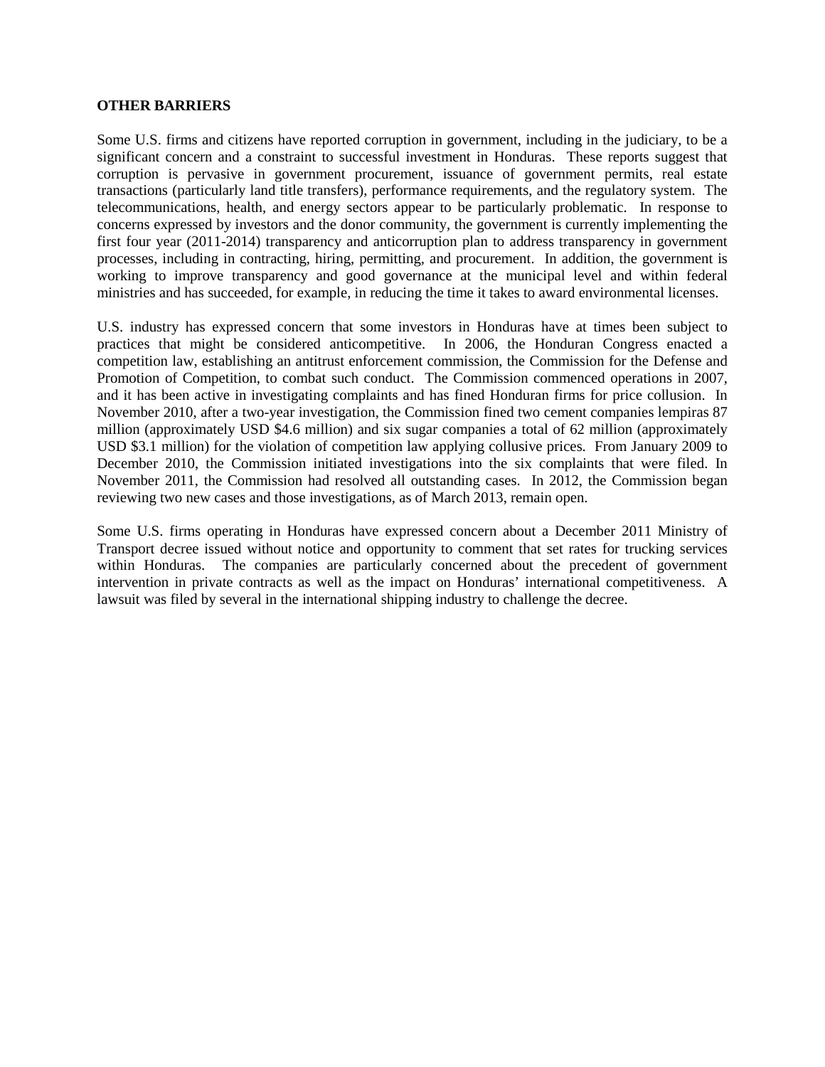**OTHER BARRIERS**

Some U.S. firms and citizens have reported corruption in government, including in the judiciary, to be a significant concern and a constraint to successful investment in Honduras. These reports suggest that corruption is pervasive in government procurement, issuance of government permits, real estate transactions (particularly land title transfers), performance requirements, and the regulatory system. The telecommunications, health, and energy sectors appear to be particularly problematic. In response to concerns expressed by investors and the donor community, the government is currently implementing the first four year (2011-2014) transparency and anticorruption plan to address transparency in government processes, including in contracting, hiring, permitting, and procurement. In addition, the government is working to improve transparency and good governance at the municipal level and within federal ministries and has succeeded, for example, in reducing the time it takes to award environmental licenses.

U.S. industry has expressed concern that some investors in Honduras have at times been subject to practices that might be considered anticompetitive. In 2006, the Honduran Congress enacted a competition law, establishing an antitrust enforcement commission, the Commission for the Defense and Promotion of Competition, to combat such conduct. The Commission commenced operations in 2007, and it has been active in investigating complaints and has fined Honduran firms for price collusion. In November 2010, after a two-year investigation, the Commission fined two cement companies lempiras 87 million (approximately USD $4.6 million) and six sugar companies a total of 62 million (approximately USD $3.1 million) for the violation of competition law applying collusive prices. From January 2009 to December 2010, the Commission initiated investigations into the six complaints that were filed. In November 2011, the Commission had resolved all outstanding cases. In 2012, the Commission began reviewing two new cases and those investigations, as of March 2013, remain open.

Some U.S. firms operating in Honduras have expressed concern about a December 2011 Ministry of Transport decree issued without notice and opportunity to comment that set rates for trucking services within Honduras. The companies are particularly concerned about the precedent of government intervention in private contracts as well as the impact on Honduras' international competitiveness. A lawsuit was filed by several in the international shipping industry to challenge the decree.